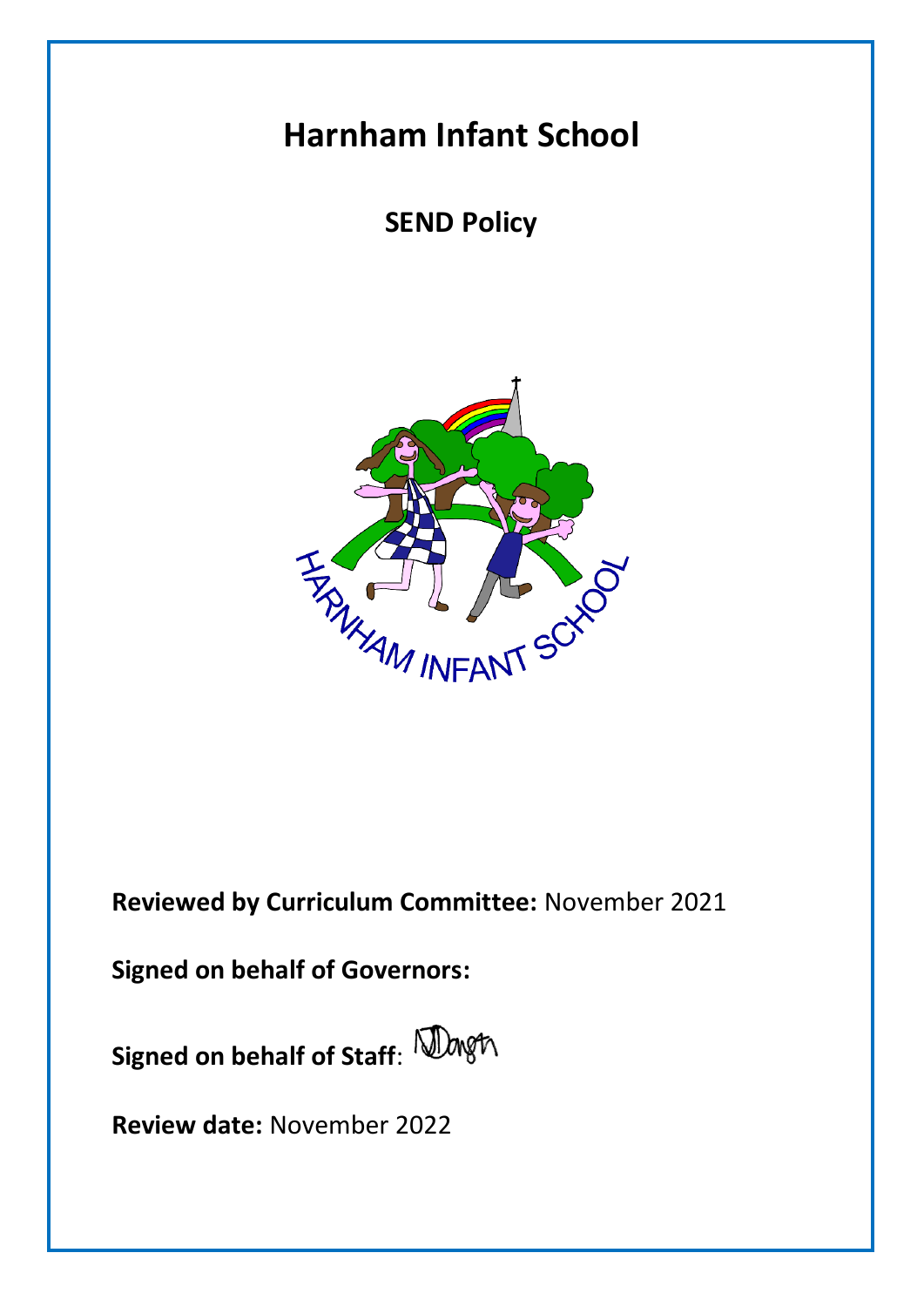# Harnham Infant School

## SEND Policy

**Reviewed by Curriculum Committee:** November 2021

**Signed on behalf of Governors:**

**Signed on behalf of Staff**:

**Review date:** November 2022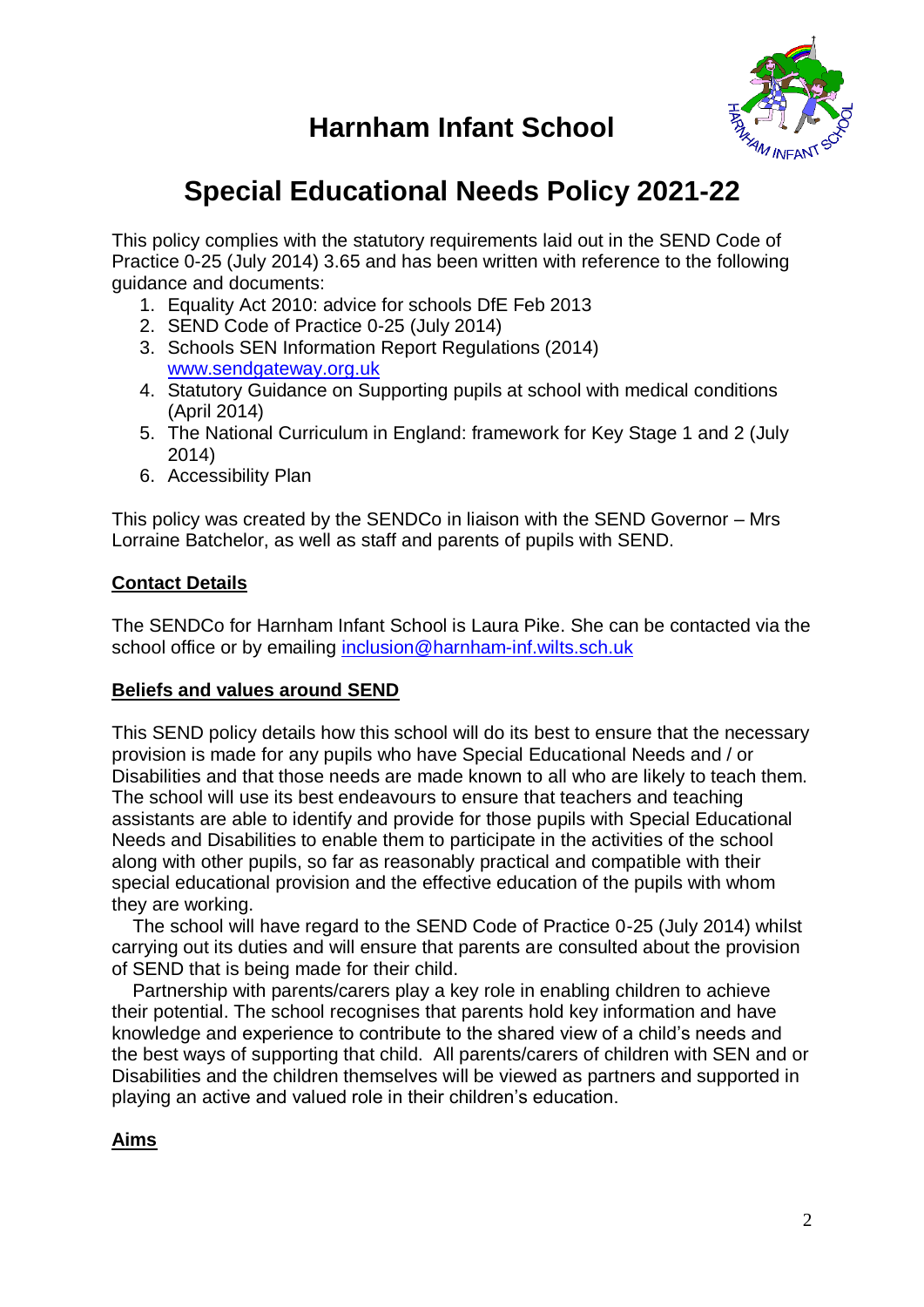# Harnham Infant School

# Special Educational Needs Policy 2021-22

This policy complies with the statutory requirements laid out in the SEND Code of Practice 0-25 (July 2014) 3.65 and has been written with reference to the following guidance and documents:

1. Equality Act 2010: advice for schools DfE Feb 2013
2. SEND Code of Practice 0-25 (July 2014)
3. Schools SEN Information Report Regulations (2014) [www.sendgateway.org.uk](http://www.sendgateway.org.uk)
4. Statutory Guidance on Supporting pupils at school with medical conditions (April 2014)
5. The National Curriculum in England: framework for Key Stage 1 and 2 (July 2014)
6. Accessibility Plan

This policy was created by the SENDCo in liaison with the SEND Governor – Mrs Lorraine Batchelor, as well as staff and parents of pupils with SEND.

## Contact Details

The SENDCo for Harnham Infant School is Laura Pike. She can be contacted via the school office or by emailing [inclusion@harnham-inf.wilts.sch.uk](mailto:inclusion@harnham-inf.wilts.sch.uk)

## Beliefs and values around SEND

This SEND policy details how this school will do its best to ensure that the necessary provision is made for any pupils who have Special Educational Needs and / or Disabilities and that those needs are made known to all who are likely to teach them. The school will use its best endeavours to ensure that teachers and teaching assistants are able to identify and provide for those pupils with Special Educational Needs and Disabilities to enable them to participate in the activities of the school along with other pupils, so far as reasonably practical and compatible with their special educational provision and the effective education of the pupils with whom they are working.

The school will have regard to the SEND Code of Practice 0-25 (July 2014) whilst carrying out its duties and will ensure that parents are consulted about the provision of SEND that is being made for their child.

Partnership with parents/carers play a key role in enabling children to achieve their potential. The school recognises that parents hold key information and have knowledge and experience to contribute to the shared view of a child's needs and the best ways of supporting that child. All parents/carers of children with SEN and or Disabilities and the children themselves will be viewed as partners and supported in playing an active and valued role in their children's education.

## Aims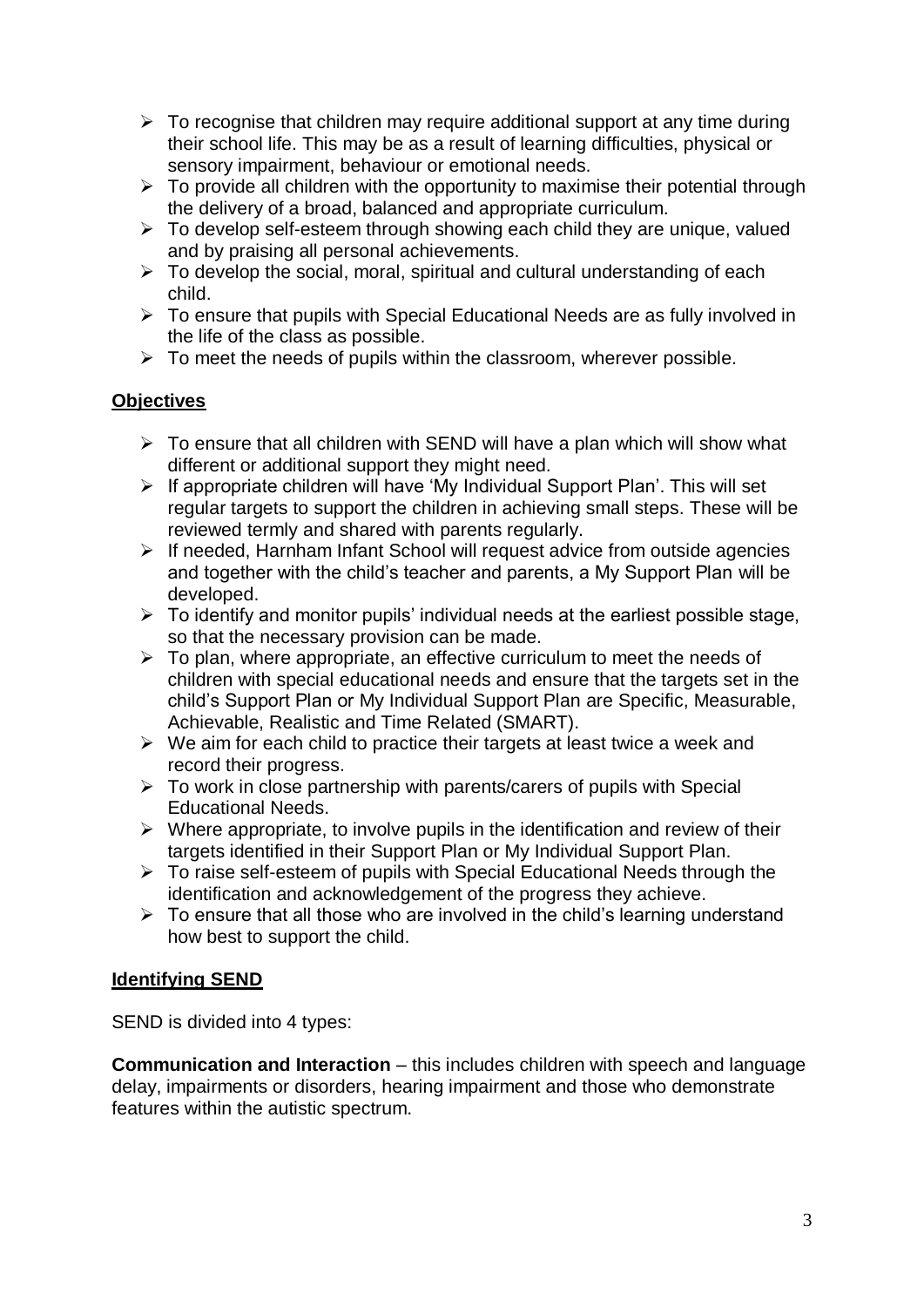- To recognise that children may require additional support at any time during their school life. This may be as a result of learning difficulties, physical or sensory impairment, behaviour or emotional needs.
- To provide all children with the opportunity to maximise their potential through the delivery of a broad, balanced and appropriate curriculum.
- To develop self-esteem through showing each child they are unique, valued and by praising all personal achievements.
- To develop the social, moral, spiritual and cultural understanding of each child.
- To ensure that pupils with Special Educational Needs are as fully involved in the life of the class as possible.
- To meet the needs of pupils within the classroom, wherever possible.

## Objectives

- To ensure that all children with SEND will have a plan which will show what different or additional support they might need.
- If appropriate children will have 'My Individual Support Plan'. This will set regular targets to support the children in achieving small steps. These will be reviewed termly and shared with parents regularly.
- If needed, Harnham Infant School will request advice from outside agencies and together with the child's teacher and parents, a My Support Plan will be developed.
- To identify and monitor pupils' individual needs at the earliest possible stage, so that the necessary provision can be made.
- To plan, where appropriate, an effective curriculum to meet the needs of children with special educational needs and ensure that the targets set in the child's Support Plan or My Individual Support Plan are Specific, Measurable, Achievable, Realistic and Time Related (SMART).
- We aim for each child to practice their targets at least twice a week and record their progress.
- To work in close partnership with parents/carers of pupils with Special Educational Needs.
- Where appropriate, to involve pupils in the identification and review of their targets identified in their Support Plan or My Individual Support Plan.
- To raise self-esteem of pupils with Special Educational Needs through the identification and acknowledgement of the progress they achieve.
- To ensure that all those who are involved in the child's learning understand how best to support the child.

## Identifying SEND

SEND is divided into 4 types:

**Communication and Interaction** – this includes children with speech and language delay, impairments or disorders, hearing impairment and those who demonstrate features within the autistic spectrum.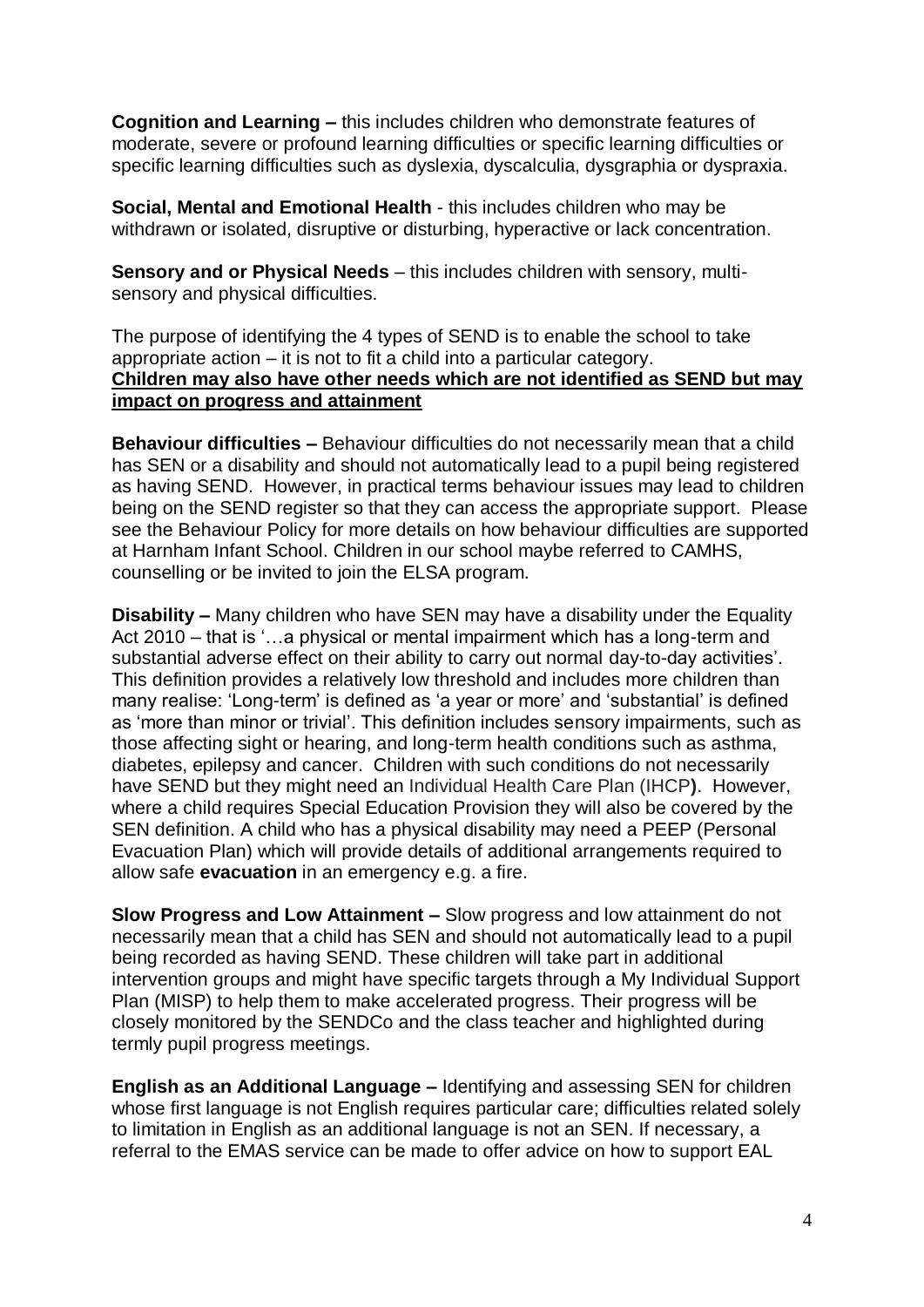**Cognition and Learning –** this includes children who demonstrate features of moderate, severe or profound learning difficulties or specific learning difficulties or specific learning difficulties such as dyslexia, dyscalculia, dysgraphia or dyspraxia.

**Social, Mental and Emotional Health** - this includes children who may be withdrawn or isolated, disruptive or disturbing, hyperactive or lack concentration.

**Sensory and or Physical Needs** – this includes children with sensory, multi-sensory and physical difficulties.

The purpose of identifying the 4 types of SEND is to enable the school to take appropriate action – it is not to fit a child into a particular category.
**<u>Children may also have other needs which are not identified as SEND but may impact on progress and attainment</u>**

**Behaviour difficulties –** Behaviour difficulties do not necessarily mean that a child has SEN or a disability and should not automatically lead to a pupil being registered as having SEND. However, in practical terms behaviour issues may lead to children being on the SEND register so that they can access the appropriate support. Please see the Behaviour Policy for more details on how behaviour difficulties are supported at Harnham Infant School. Children in our school maybe referred to CAMHS, counselling or be invited to join the ELSA program.

**Disability –** Many children who have SEN may have a disability under the Equality Act 2010 – that is '…a physical or mental impairment which has a long-term and substantial adverse effect on their ability to carry out normal day-to-day activities'. This definition provides a relatively low threshold and includes more children than many realise: 'Long-term' is defined as 'a year or more' and 'substantial' is defined as 'more than minor or trivial'. This definition includes sensory impairments, such as those affecting sight or hearing, and long-term health conditions such as asthma, diabetes, epilepsy and cancer. Children with such conditions do not necessarily have SEND but they might need an Individual Health Care Plan (IHCP**)**. However, where a child requires Special Education Provision they will also be covered by the SEN definition. A child who has a physical disability may need a PEEP (Personal Evacuation Plan) which will provide details of additional arrangements required to allow safe **evacuation** in an emergency e.g. a fire.

**Slow Progress and Low Attainment –** Slow progress and low attainment do not necessarily mean that a child has SEN and should not automatically lead to a pupil being recorded as having SEND. These children will take part in additional intervention groups and might have specific targets through a My Individual Support Plan (MISP) to help them to make accelerated progress. Their progress will be closely monitored by the SENDCo and the class teacher and highlighted during termly pupil progress meetings.

**English as an Additional Language –** Identifying and assessing SEN for children whose first language is not English requires particular care; difficulties related solely to limitation in English as an additional language is not an SEN. If necessary, a referral to the EMAS service can be made to offer advice on how to support EAL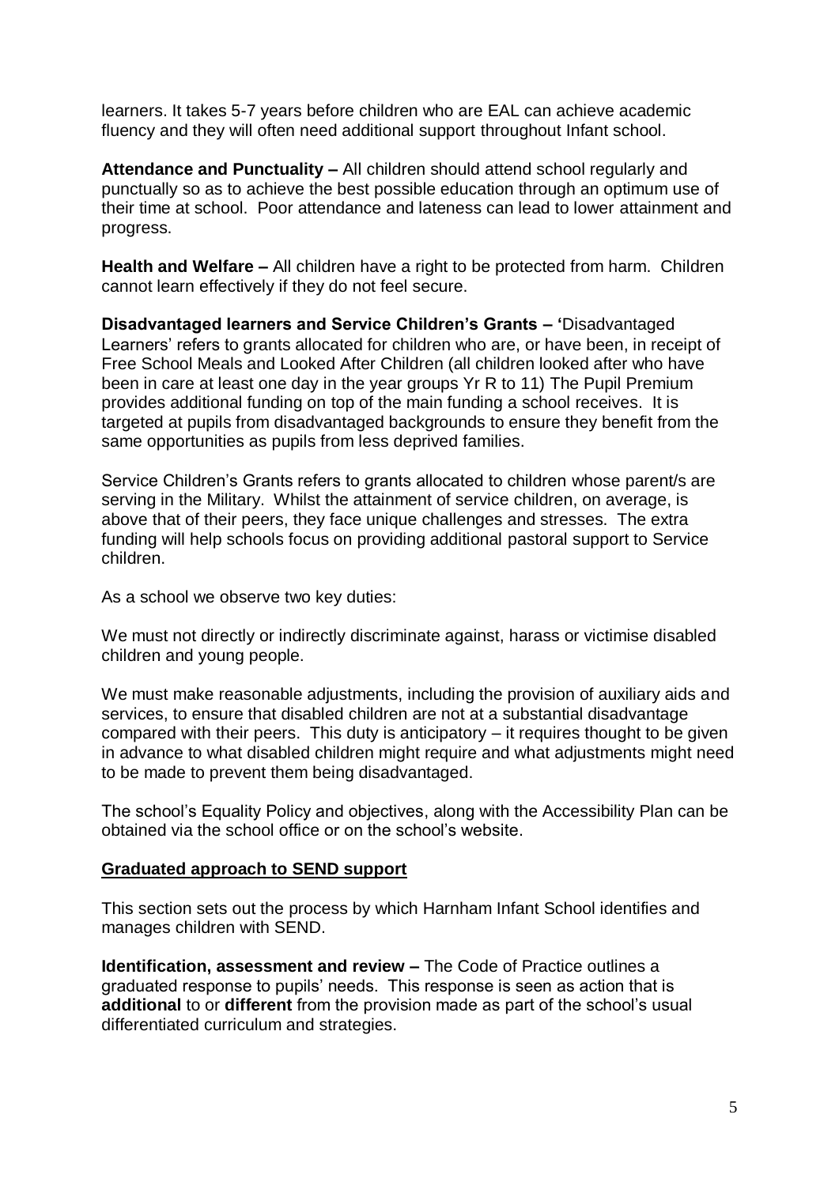learners. It takes 5-7 years before children who are EAL can achieve academic fluency and they will often need additional support throughout Infant school.

**Attendance and Punctuality –** All children should attend school regularly and punctually so as to achieve the best possible education through an optimum use of their time at school. Poor attendance and lateness can lead to lower attainment and progress.

**Health and Welfare –** All children have a right to be protected from harm. Children cannot learn effectively if they do not feel secure.

**Disadvantaged learners and Service Children's Grants – '**Disadvantaged Learners' refers to grants allocated for children who are, or have been, in receipt of Free School Meals and Looked After Children (all children looked after who have been in care at least one day in the year groups Yr R to 11) The Pupil Premium provides additional funding on top of the main funding a school receives. It is targeted at pupils from disadvantaged backgrounds to ensure they benefit from the same opportunities as pupils from less deprived families.

Service Children's Grants refers to grants allocated to children whose parent/s are serving in the Military. Whilst the attainment of service children, on average, is above that of their peers, they face unique challenges and stresses. The extra funding will help schools focus on providing additional pastoral support to Service children.

As a school we observe two key duties:

We must not directly or indirectly discriminate against, harass or victimise disabled children and young people.

We must make reasonable adjustments, including the provision of auxiliary aids and services, to ensure that disabled children are not at a substantial disadvantage compared with their peers. This duty is anticipatory – it requires thought to be given in advance to what disabled children might require and what adjustments might need to be made to prevent them being disadvantaged.

The school's Equality Policy and objectives, along with the Accessibility Plan can be obtained via the school office or on the school's website.

## Graduated approach to SEND support

This section sets out the process by which Harnham Infant School identifies and manages children with SEND.

**Identification, assessment and review –** The Code of Practice outlines a graduated response to pupils' needs. This response is seen as action that is **additional** to or **different** from the provision made as part of the school's usual differentiated curriculum and strategies.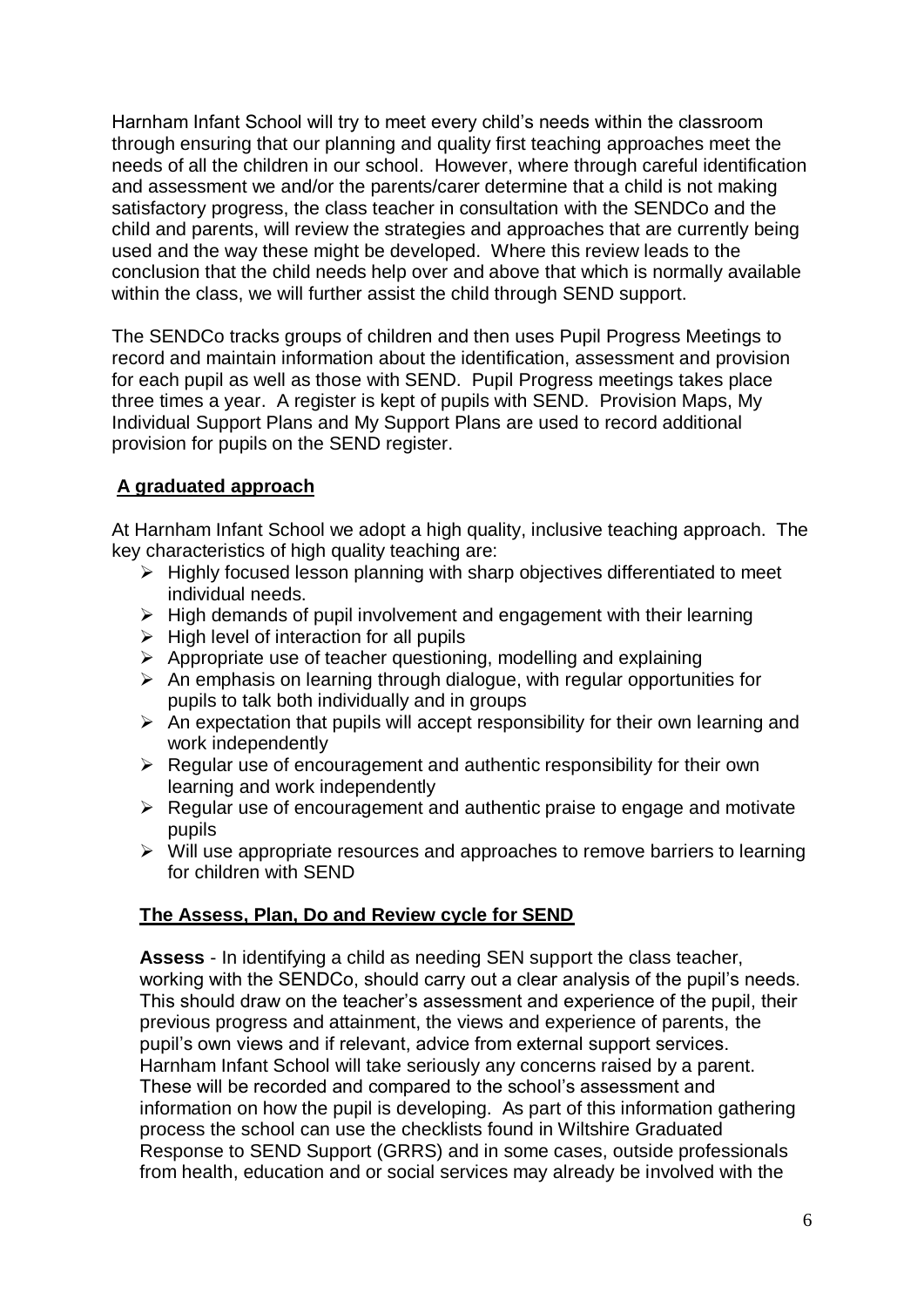Harnham Infant School will try to meet every child's needs within the classroom through ensuring that our planning and quality first teaching approaches meet the needs of all the children in our school. However, where through careful identification and assessment we and/or the parents/carer determine that a child is not making satisfactory progress, the class teacher in consultation with the SENDCo and the child and parents, will review the strategies and approaches that are currently being used and the way these might be developed. Where this review leads to the conclusion that the child needs help over and above that which is normally available within the class, we will further assist the child through SEND support.

The SENDCo tracks groups of children and then uses Pupil Progress Meetings to record and maintain information about the identification, assessment and provision for each pupil as well as those with SEND. Pupil Progress meetings takes place three times a year. A register is kept of pupils with SEND. Provision Maps, My Individual Support Plans and My Support Plans are used to record additional provision for pupils on the SEND register.

## A graduated approach

At Harnham Infant School we adopt a high quality, inclusive teaching approach. The key characteristics of high quality teaching are:

- Highly focused lesson planning with sharp objectives differentiated to meet individual needs.
- High demands of pupil involvement and engagement with their learning
- High level of interaction for all pupils
- Appropriate use of teacher questioning, modelling and explaining
- An emphasis on learning through dialogue, with regular opportunities for pupils to talk both individually and in groups
- An expectation that pupils will accept responsibility for their own learning and work independently
- Regular use of encouragement and authentic responsibility for their own learning and work independently
- Regular use of encouragement and authentic praise to engage and motivate pupils
- Will use appropriate resources and approaches to remove barriers to learning for children with SEND

### The Assess, Plan, Do and Review cycle for SEND

**Assess** - In identifying a child as needing SEN support the class teacher, working with the SENDCo, should carry out a clear analysis of the pupil's needs. This should draw on the teacher's assessment and experience of the pupil, their previous progress and attainment, the views and experience of parents, the pupil's own views and if relevant, advice from external support services. Harnham Infant School will take seriously any concerns raised by a parent. These will be recorded and compared to the school's assessment and information on how the pupil is developing. As part of this information gathering process the school can use the checklists found in Wiltshire Graduated Response to SEND Support (GRRS) and in some cases, outside professionals from health, education and or social services may already be involved with the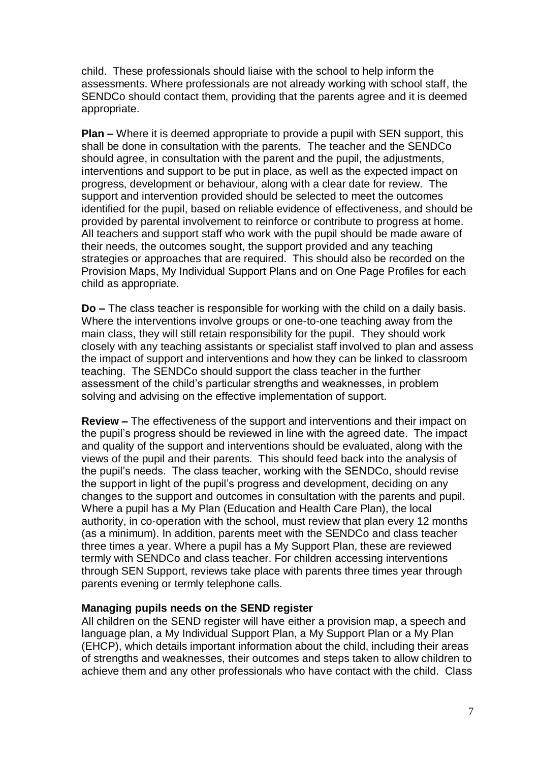child. These professionals should liaise with the school to help inform the assessments. Where professionals are not already working with school staff, the SENDCo should contact them, providing that the parents agree and it is deemed appropriate.

**Plan –** Where it is deemed appropriate to provide a pupil with SEN support, this shall be done in consultation with the parents. The teacher and the SENDCo should agree, in consultation with the parent and the pupil, the adjustments, interventions and support to be put in place, as well as the expected impact on progress, development or behaviour, along with a clear date for review. The support and intervention provided should be selected to meet the outcomes identified for the pupil, based on reliable evidence of effectiveness, and should be provided by parental involvement to reinforce or contribute to progress at home. All teachers and support staff who work with the pupil should be made aware of their needs, the outcomes sought, the support provided and any teaching strategies or approaches that are required. This should also be recorded on the Provision Maps, My Individual Support Plans and on One Page Profiles for each child as appropriate.

**Do –** The class teacher is responsible for working with the child on a daily basis. Where the interventions involve groups or one-to-one teaching away from the main class, they will still retain responsibility for the pupil. They should work closely with any teaching assistants or specialist staff involved to plan and assess the impact of support and interventions and how they can be linked to classroom teaching. The SENDCo should support the class teacher in the further assessment of the child's particular strengths and weaknesses, in problem solving and advising on the effective implementation of support.

**Review –** The effectiveness of the support and interventions and their impact on the pupil's progress should be reviewed in line with the agreed date. The impact and quality of the support and interventions should be evaluated, along with the views of the pupil and their parents. This should feed back into the analysis of the pupil's needs. The class teacher, working with the SENDCo, should revise the support in light of the pupil's progress and development, deciding on any changes to the support and outcomes in consultation with the parents and pupil. Where a pupil has a My Plan (Education and Health Care Plan), the local authority, in co-operation with the school, must review that plan every 12 months (as a minimum). In addition, parents meet with the SENDCo and class teacher three times a year. Where a pupil has a My Support Plan, these are reviewed termly with SENDCo and class teacher. For children accessing interventions through SEN Support, reviews take place with parents three times year through parents evening or termly telephone calls.

**Managing pupils needs on the SEND register**

All children on the SEND register will have either a provision map, a speech and language plan, a My Individual Support Plan, a My Support Plan or a My Plan (EHCP), which details important information about the child, including their areas of strengths and weaknesses, their outcomes and steps taken to allow children to achieve them and any other professionals who have contact with the child. Class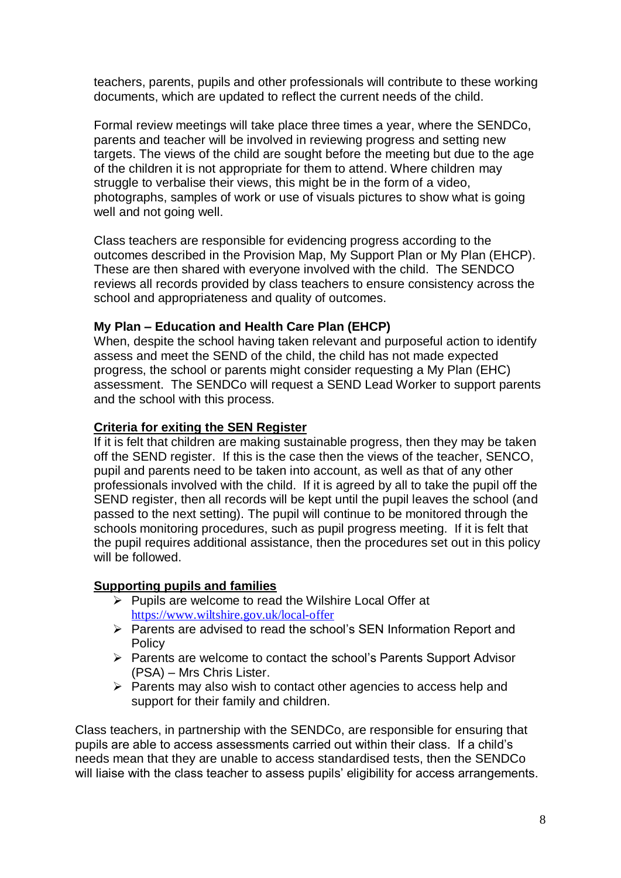teachers, parents, pupils and other professionals will contribute to these working documents, which are updated to reflect the current needs of the child.

Formal review meetings will take place three times a year, where the SENDCo, parents and teacher will be involved in reviewing progress and setting new targets. The views of the child are sought before the meeting but due to the age of the children it is not appropriate for them to attend. Where children may struggle to verbalise their views, this might be in the form of a video, photographs, samples of work or use of visuals pictures to show what is going well and not going well.

Class teachers are responsible for evidencing progress according to the outcomes described in the Provision Map, My Support Plan or My Plan (EHCP). These are then shared with everyone involved with the child. The SENDCO reviews all records provided by class teachers to ensure consistency across the school and appropriateness and quality of outcomes.

**My Plan – Education and Health Care Plan (EHCP)**

When, despite the school having taken relevant and purposeful action to identify assess and meet the SEND of the child, the child has not made expected progress, the school or parents might consider requesting a My Plan (EHC) assessment. The SENDCo will request a SEND Lead Worker to support parents and the school with this process.

**Criteria for exiting the SEN Register**

If it is felt that children are making sustainable progress, then they may be taken off the SEND register. If this is the case then the views of the teacher, SENCO, pupil and parents need to be taken into account, as well as that of any other professionals involved with the child. If it is agreed by all to take the pupil off the SEND register, then all records will be kept until the pupil leaves the school (and passed to the next setting). The pupil will continue to be monitored through the schools monitoring procedures, such as pupil progress meeting. If it is felt that the pupil requires additional assistance, then the procedures set out in this policy will be followed.

**Supporting pupils and families**

- Pupils are welcome to read the Wilshire Local Offer at https://www.wiltshire.gov.uk/local-offer
- Parents are advised to read the school's SEN Information Report and Policy
- Parents are welcome to contact the school's Parents Support Advisor (PSA) – Mrs Chris Lister.
- Parents may also wish to contact other agencies to access help and support for their family and children.

Class teachers, in partnership with the SENDCo, are responsible for ensuring that pupils are able to access assessments carried out within their class. If a child's needs mean that they are unable to access standardised tests, then the SENDCo will liaise with the class teacher to assess pupils' eligibility for access arrangements.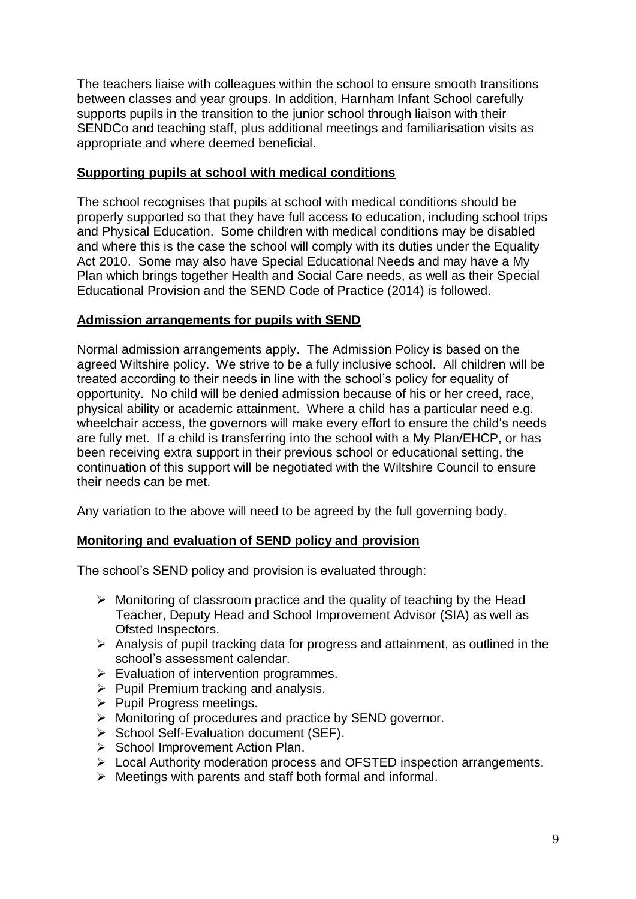The teachers liaise with colleagues within the school to ensure smooth transitions between classes and year groups. In addition, Harnham Infant School carefully supports pupils in the transition to the junior school through liaison with their SENDCo and teaching staff, plus additional meetings and familiarisation visits as appropriate and where deemed beneficial.

## Supporting pupils at school with medical conditions

The school recognises that pupils at school with medical conditions should be properly supported so that they have full access to education, including school trips and Physical Education. Some children with medical conditions may be disabled and where this is the case the school will comply with its duties under the Equality Act 2010. Some may also have Special Educational Needs and may have a My Plan which brings together Health and Social Care needs, as well as their Special Educational Provision and the SEND Code of Practice (2014) is followed.

## Admission arrangements for pupils with SEND

Normal admission arrangements apply. The Admission Policy is based on the agreed Wiltshire policy. We strive to be a fully inclusive school. All children will be treated according to their needs in line with the school's policy for equality of opportunity. No child will be denied admission because of his or her creed, race, physical ability or academic attainment. Where a child has a particular need e.g. wheelchair access, the governors will make every effort to ensure the child's needs are fully met. If a child is transferring into the school with a My Plan/EHCP, or has been receiving extra support in their previous school or educational setting, the continuation of this support will be negotiated with the Wiltshire Council to ensure their needs can be met.

Any variation to the above will need to be agreed by the full governing body.

## Monitoring and evaluation of SEND policy and provision

The school's SEND policy and provision is evaluated through:

- Monitoring of classroom practice and the quality of teaching by the Head Teacher, Deputy Head and School Improvement Advisor (SIA) as well as Ofsted Inspectors.
- Analysis of pupil tracking data for progress and attainment, as outlined in the school's assessment calendar.
- Evaluation of intervention programmes.
- Pupil Premium tracking and analysis.
- Pupil Progress meetings.
- Monitoring of procedures and practice by SEND governor.
- School Self-Evaluation document (SEF).
- School Improvement Action Plan.
- Local Authority moderation process and OFSTED inspection arrangements.
- Meetings with parents and staff both formal and informal.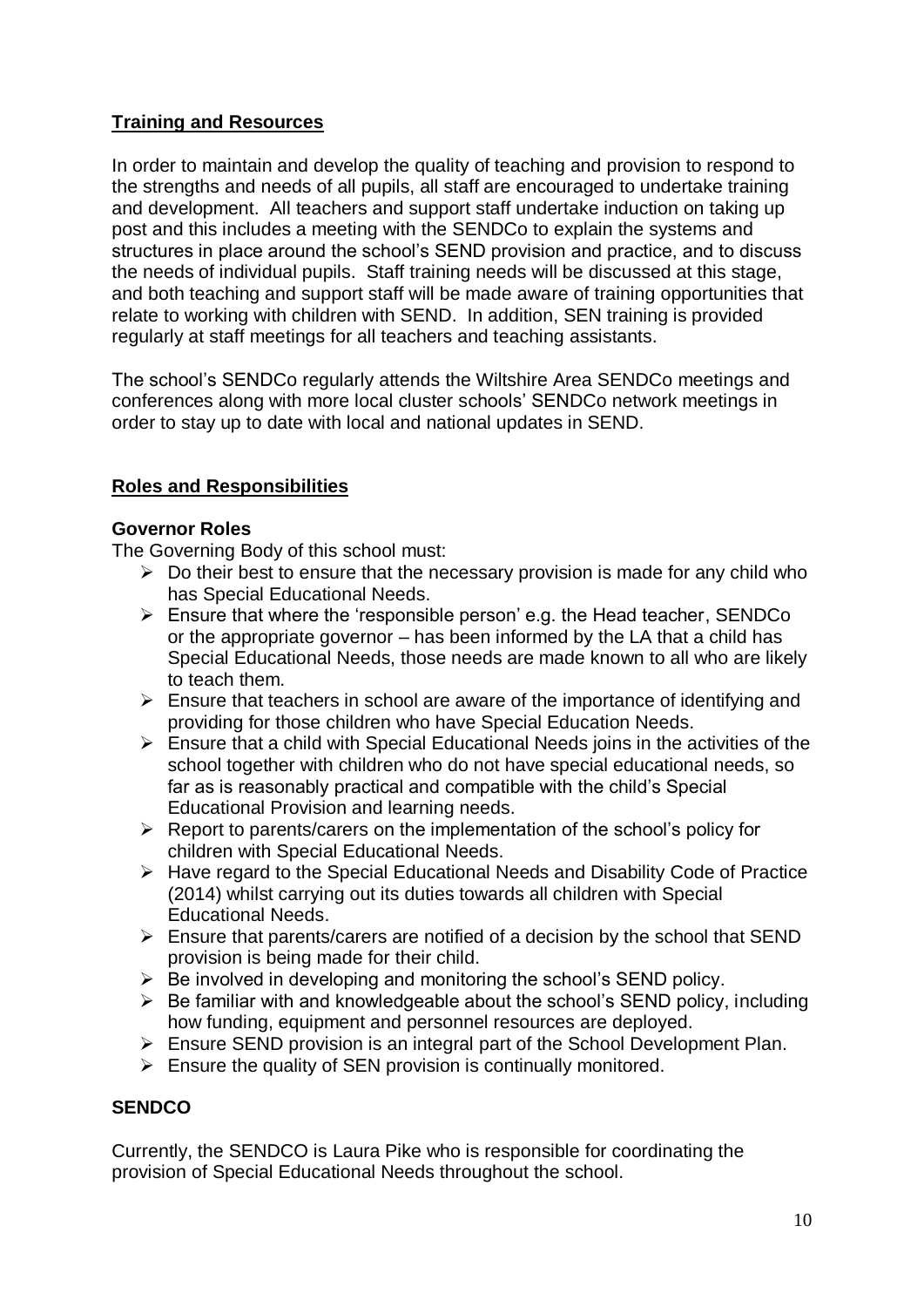## Training and Resources

In order to maintain and develop the quality of teaching and provision to respond to the strengths and needs of all pupils, all staff are encouraged to undertake training and development. All teachers and support staff undertake induction on taking up post and this includes a meeting with the SENDCo to explain the systems and structures in place around the school's SEND provision and practice, and to discuss the needs of individual pupils. Staff training needs will be discussed at this stage, and both teaching and support staff will be made aware of training opportunities that relate to working with children with SEND. In addition, SEN training is provided regularly at staff meetings for all teachers and teaching assistants.

The school's SENDCo regularly attends the Wiltshire Area SENDCo meetings and conferences along with more local cluster schools' SENDCo network meetings in order to stay up to date with local and national updates in SEND.

## Roles and Responsibilities

### Governor Roles

The Governing Body of this school must:

- Do their best to ensure that the necessary provision is made for any child who has Special Educational Needs.
- Ensure that where the 'responsible person' e.g. the Head teacher, SENDCo or the appropriate governor – has been informed by the LA that a child has Special Educational Needs, those needs are made known to all who are likely to teach them.
- Ensure that teachers in school are aware of the importance of identifying and providing for those children who have Special Education Needs.
- Ensure that a child with Special Educational Needs joins in the activities of the school together with children who do not have special educational needs, so far as is reasonably practical and compatible with the child's Special Educational Provision and learning needs.
- Report to parents/carers on the implementation of the school's policy for children with Special Educational Needs.
- Have regard to the Special Educational Needs and Disability Code of Practice (2014) whilst carrying out its duties towards all children with Special Educational Needs.
- Ensure that parents/carers are notified of a decision by the school that SEND provision is being made for their child.
- Be involved in developing and monitoring the school's SEND policy.
- Be familiar with and knowledgeable about the school's SEND policy, including how funding, equipment and personnel resources are deployed.
- Ensure SEND provision is an integral part of the School Development Plan.
- Ensure the quality of SEN provision is continually monitored.

### SENDCO

Currently, the SENDCO is Laura Pike who is responsible for coordinating the provision of Special Educational Needs throughout the school.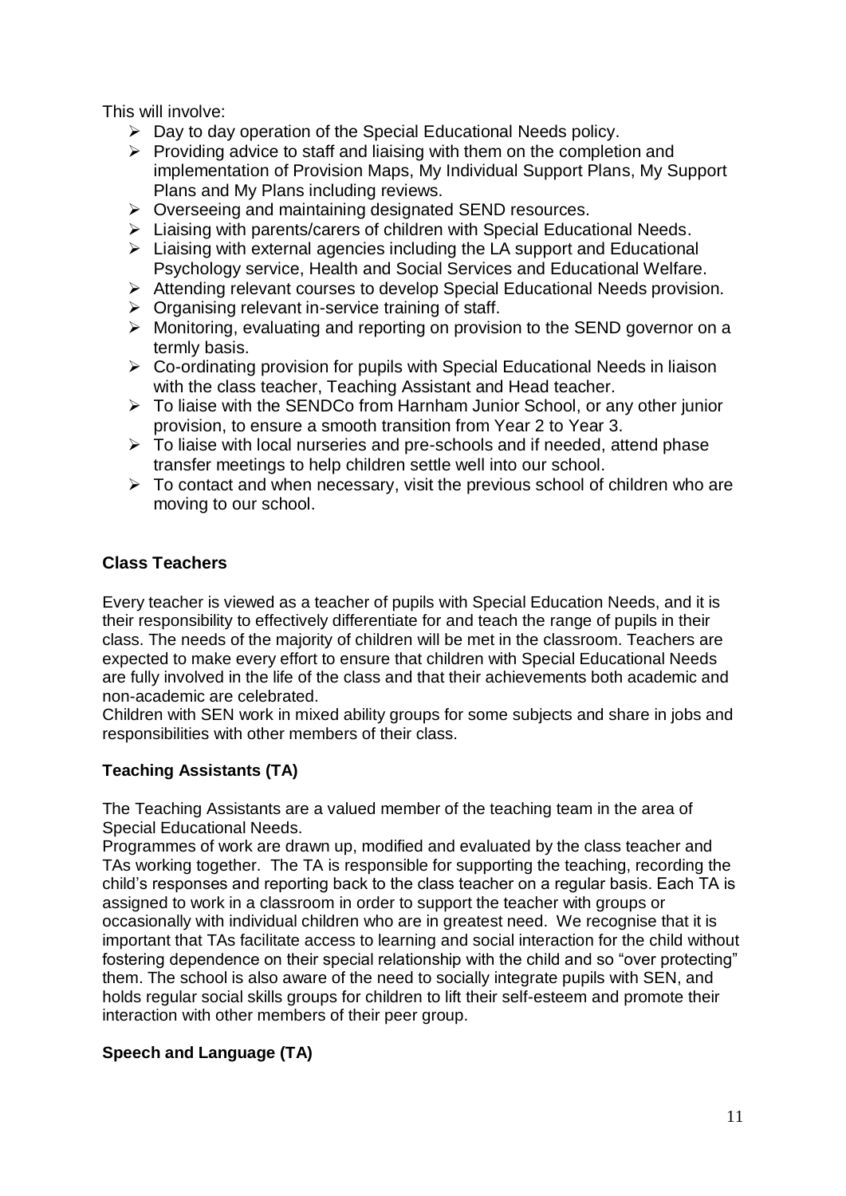This will involve:

- Day to day operation of the Special Educational Needs policy.
- Providing advice to staff and liaising with them on the completion and implementation of Provision Maps, My Individual Support Plans, My Support Plans and My Plans including reviews.
- Overseeing and maintaining designated SEND resources.
- Liaising with parents/carers of children with Special Educational Needs.
- Liaising with external agencies including the LA support and Educational Psychology service, Health and Social Services and Educational Welfare.
- Attending relevant courses to develop Special Educational Needs provision.
- Organising relevant in-service training of staff.
- Monitoring, evaluating and reporting on provision to the SEND governor on a termly basis.
- Co-ordinating provision for pupils with Special Educational Needs in liaison with the class teacher, Teaching Assistant and Head teacher.
- To liaise with the SENDCo from Harnham Junior School, or any other junior provision, to ensure a smooth transition from Year 2 to Year 3.
- To liaise with local nurseries and pre-schools and if needed, attend phase transfer meetings to help children settle well into our school.
- To contact and when necessary, visit the previous school of children who are moving to our school.

### Class Teachers

Every teacher is viewed as a teacher of pupils with Special Education Needs, and it is their responsibility to effectively differentiate for and teach the range of pupils in their class. The needs of the majority of children will be met in the classroom. Teachers are expected to make every effort to ensure that children with Special Educational Needs are fully involved in the life of the class and that their achievements both academic and non-academic are celebrated.
Children with SEN work in mixed ability groups for some subjects and share in jobs and responsibilities with other members of their class.

### Teaching Assistants (TA)

The Teaching Assistants are a valued member of the teaching team in the area of Special Educational Needs.
Programmes of work are drawn up, modified and evaluated by the class teacher and TAs working together. The TA is responsible for supporting the teaching, recording the child's responses and reporting back to the class teacher on a regular basis. Each TA is assigned to work in a classroom in order to support the teacher with groups or occasionally with individual children who are in greatest need. We recognise that it is important that TAs facilitate access to learning and social interaction for the child without fostering dependence on their special relationship with the child and so "over protecting" them. The school is also aware of the need to socially integrate pupils with SEN, and holds regular social skills groups for children to lift their self-esteem and promote their interaction with other members of their peer group.

### Speech and Language (TA)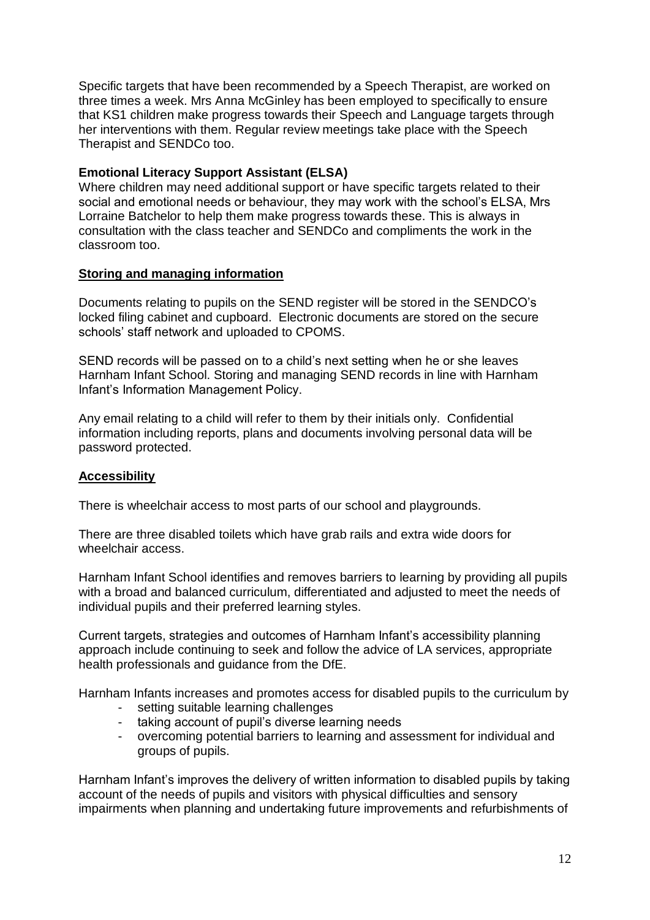Specific targets that have been recommended by a Speech Therapist, are worked on three times a week. Mrs Anna McGinley has been employed to specifically to ensure that KS1 children make progress towards their Speech and Language targets through her interventions with them. Regular review meetings take place with the Speech Therapist and SENDCo too.

**Emotional Literacy Support Assistant (ELSA)**

Where children may need additional support or have specific targets related to their social and emotional needs or behaviour, they may work with the school's ELSA, Mrs Lorraine Batchelor to help them make progress towards these. This is always in consultation with the class teacher and SENDCo and compliments the work in the classroom too.

## Storing and managing information

Documents relating to pupils on the SEND register will be stored in the SENDCO's locked filing cabinet and cupboard. Electronic documents are stored on the secure schools' staff network and uploaded to CPOMS.

SEND records will be passed on to a child's next setting when he or she leaves Harnham Infant School. Storing and managing SEND records in line with Harnham Infant's Information Management Policy.

Any email relating to a child will refer to them by their initials only. Confidential information including reports, plans and documents involving personal data will be password protected.

## Accessibility

There is wheelchair access to most parts of our school and playgrounds.

There are three disabled toilets which have grab rails and extra wide doors for wheelchair access.

Harnham Infant School identifies and removes barriers to learning by providing all pupils with a broad and balanced curriculum, differentiated and adjusted to meet the needs of individual pupils and their preferred learning styles.

Current targets, strategies and outcomes of Harnham Infant's accessibility planning approach include continuing to seek and follow the advice of LA services, appropriate health professionals and guidance from the DfE.

Harnham Infants increases and promotes access for disabled pupils to the curriculum by

- setting suitable learning challenges
- taking account of pupil's diverse learning needs
- overcoming potential barriers to learning and assessment for individual and groups of pupils.

Harnham Infant's improves the delivery of written information to disabled pupils by taking account of the needs of pupils and visitors with physical difficulties and sensory impairments when planning and undertaking future improvements and refurbishments of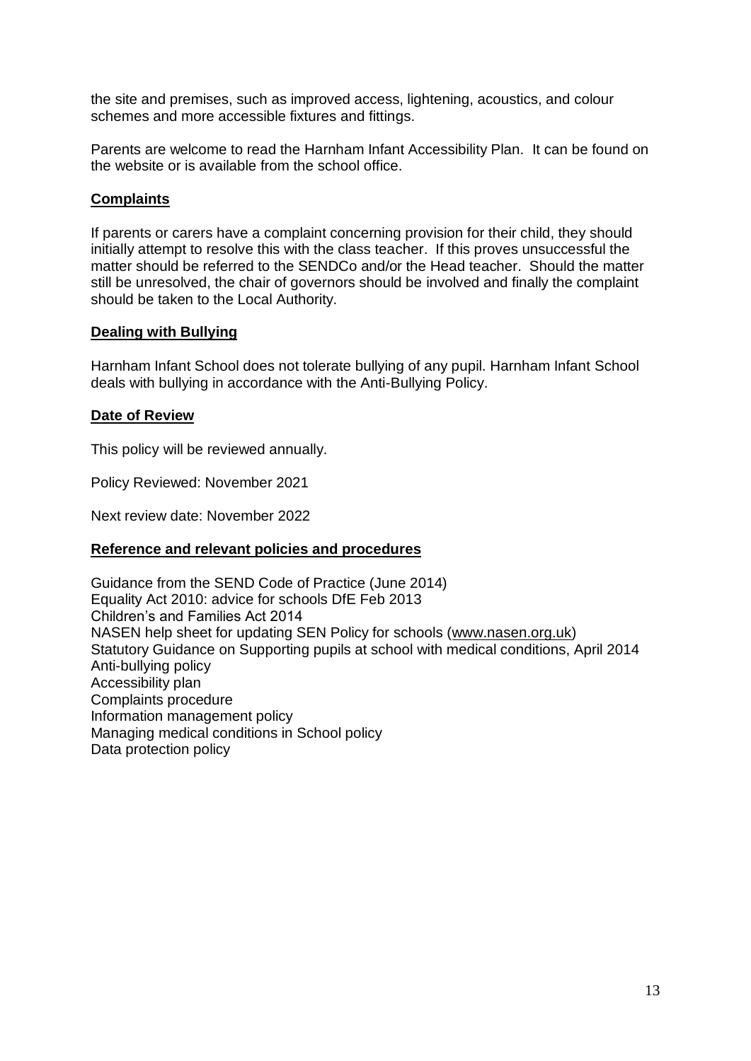the site and premises, such as improved access, lightening, acoustics, and colour schemes and more accessible fixtures and fittings.

Parents are welcome to read the Harnham Infant Accessibility Plan. It can be found on the website or is available from the school office.

## Complaints

If parents or carers have a complaint concerning provision for their child, they should initially attempt to resolve this with the class teacher. If this proves unsuccessful the matter should be referred to the SENDCo and/or the Head teacher. Should the matter still be unresolved, the chair of governors should be involved and finally the complaint should be taken to the Local Authority.

## Dealing with Bullying

Harnham Infant School does not tolerate bullying of any pupil. Harnham Infant School deals with bullying in accordance with the Anti-Bullying Policy.

## Date of Review

This policy will be reviewed annually.

Policy Reviewed: November 2021

Next review date: November 2022

## Reference and relevant policies and procedures

Guidance from the SEND Code of Practice (June 2014)
Equality Act 2010: advice for schools DfE Feb 2013
Children's and Families Act 2014
NASEN help sheet for updating SEN Policy for schools (www.nasen.org.uk)
Statutory Guidance on Supporting pupils at school with medical conditions, April 2014
Anti-bullying policy
Accessibility plan
Complaints procedure
Information management policy
Managing medical conditions in School policy
Data protection policy